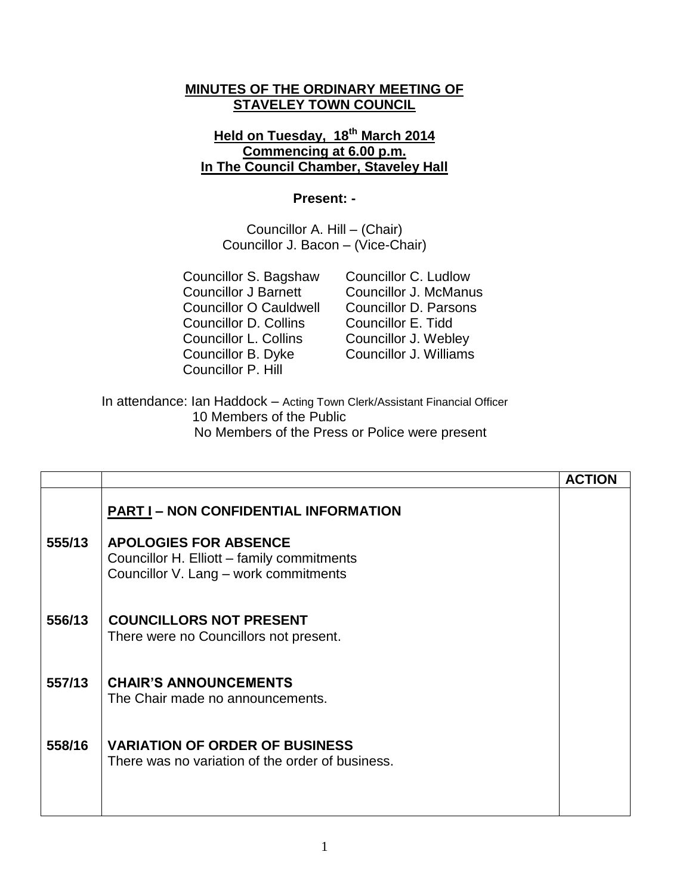**MINUTES OF THE ORDINARY MEETING OF STAVELEY TOWN COUNCIL**

**Held on Tuesday, 18th March 2014**
**Commencing at 6.00 p.m.**
**In The Council Chamber, Staveley Hall**

**Present: -**

Councillor A. Hill – (Chair)
Councillor J. Bacon – (Vice-Chair)

Councillor S. Bagshaw
Councillor J Barnett
Councillor O Cauldwell
Councillor D. Collins
Councillor L. Collins
Councillor B. Dyke
Councillor P. Hill
Councillor C. Ludlow
Councillor J. McManus
Councillor D. Parsons
Councillor E. Tidd
Councillor J. Webley
Councillor J. Williams

In attendance: Ian Haddock – Acting Town Clerk/Assistant Financial Officer
10 Members of the Public
No Members of the Press or Police were present

| | | ACTION |
|---|---|---|
| | **PART I – NON CONFIDENTIAL INFORMATION** | |
| 555/13 | **APOLOGIES FOR ABSENCE**<br>Councillor H. Elliott – family commitments<br>Councillor V. Lang – work commitments | |
| 556/13 | **COUNCILLORS NOT PRESENT**<br>There were no Councillors not present. | |
| 557/13 | **CHAIR'S ANNOUNCEMENTS**<br>The Chair made no announcements. | |
| 558/16 | **VARIATION OF ORDER OF BUSINESS**<br>There was no variation of the order of business. | |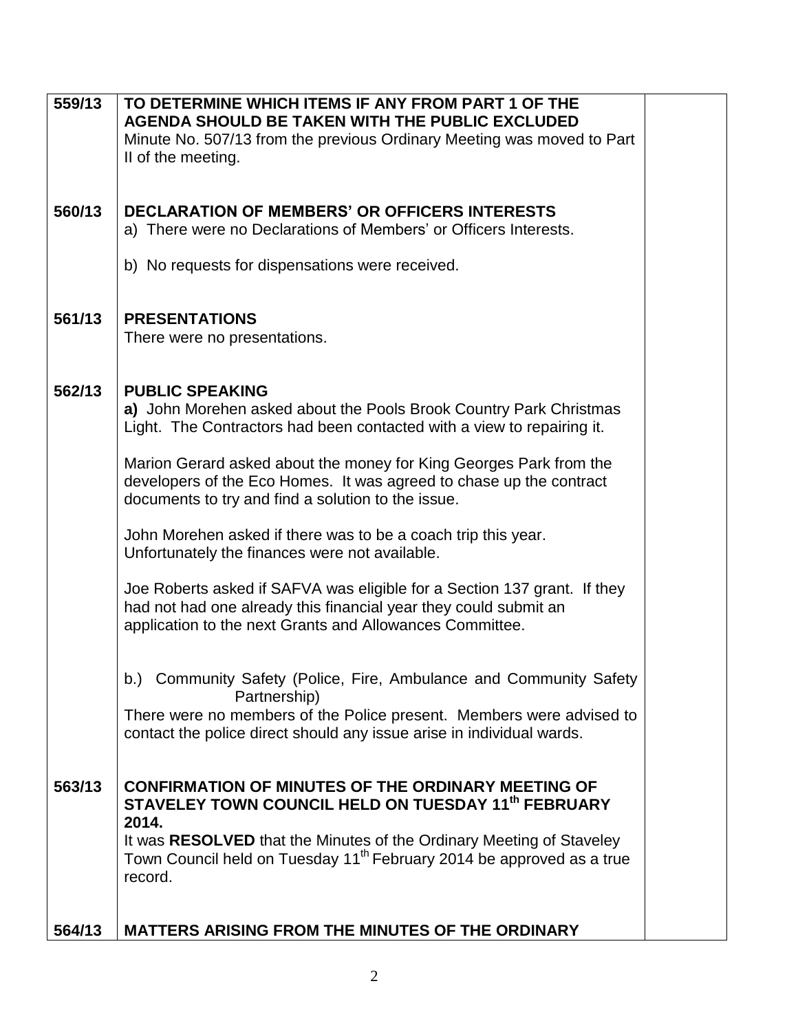| | | |
|---|---|---|
| **559/13** | **TO DETERMINE WHICH ITEMS IF ANY FROM PART 1 OF THE AGENDA SHOULD BE TAKEN WITH THE PUBLIC EXCLUDED**<br>Minute No. 507/13 from the previous Ordinary Meeting was moved to Part II of the meeting. | |
| **560/13** | **DECLARATION OF MEMBERS' OR OFFICERS INTERESTS**<br>a) There were no Declarations of Members' or Officers Interests.<br><br>b) No requests for dispensations were received. | |
| **561/13** | **PRESENTATIONS**<br>There were no presentations. | |
| **562/13** | **PUBLIC SPEAKING**<br>**a)** John Morehen asked about the Pools Brook Country Park Christmas Light. The Contractors had been contacted with a view to repairing it.<br><br>Marion Gerard asked about the money for King Georges Park from the developers of the Eco Homes. It was agreed to chase up the contract documents to try and find a solution to the issue.<br><br>John Morehen asked if there was to be a coach trip this year. Unfortunately the finances were not available.<br><br>Joe Roberts asked if SAFVA was eligible for a Section 137 grant. If they had not had one already this financial year they could submit an application to the next Grants and Allowances Committee.<br><br>b.) Community Safety (Police, Fire, Ambulance and Community Safety Partnership)<br>There were no members of the Police present. Members were advised to contact the police direct should any issue arise in individual wards. | |
| **563/13** | **CONFIRMATION OF MINUTES OF THE ORDINARY MEETING OF STAVELEY TOWN COUNCIL HELD ON TUESDAY 11th FEBRUARY 2014.**<br>It was **RESOLVED** that the Minutes of the Ordinary Meeting of Staveley Town Council held on Tuesday 11th February 2014 be approved as a true record. | |
| **564/13** | **MATTERS ARISING FROM THE MINUTES OF THE ORDINARY** | |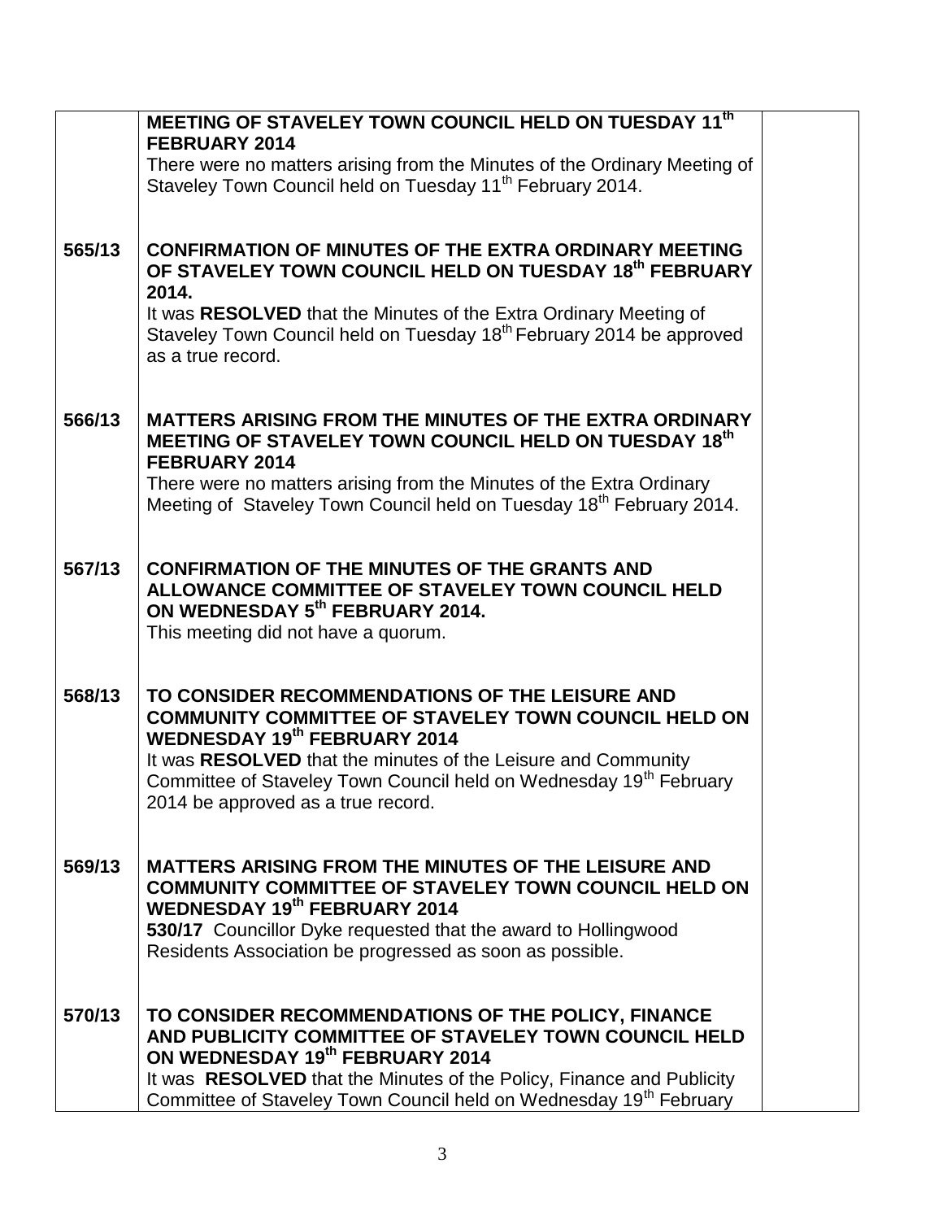| | | |
|---|---|---|
| | **MEETING OF STAVELEY TOWN COUNCIL HELD ON TUESDAY 11th FEBRUARY 2014**<br>There were no matters arising from the Minutes of the Ordinary Meeting of Staveley Town Council held on Tuesday 11th February 2014. | |
| **565/13** | **CONFIRMATION OF MINUTES OF THE EXTRA ORDINARY MEETING OF STAVELEY TOWN COUNCIL HELD ON TUESDAY 18th FEBRUARY 2014.**<br>It was **RESOLVED** that the Minutes of the Extra Ordinary Meeting of Staveley Town Council held on Tuesday 18th February 2014 be approved as a true record. | |
| **566/13** | **MATTERS ARISING FROM THE MINUTES OF THE EXTRA ORDINARY MEETING OF STAVELEY TOWN COUNCIL HELD ON TUESDAY 18th FEBRUARY 2014**<br>There were no matters arising from the Minutes of the Extra Ordinary Meeting of Staveley Town Council held on Tuesday 18th February 2014. | |
| **567/13** | **CONFIRMATION OF THE MINUTES OF THE GRANTS AND ALLOWANCE COMMITTEE OF STAVELEY TOWN COUNCIL HELD ON WEDNESDAY 5th FEBRUARY 2014.**<br>This meeting did not have a quorum. | |
| **568/13** | **TO CONSIDER RECOMMENDATIONS OF THE LEISURE AND COMMUNITY COMMITTEE OF STAVELEY TOWN COUNCIL HELD ON WEDNESDAY 19th FEBRUARY 2014**<br>It was **RESOLVED** that the minutes of the Leisure and Community Committee of Staveley Town Council held on Wednesday 19th February 2014 be approved as a true record. | |
| **569/13** | **MATTERS ARISING FROM THE MINUTES OF THE LEISURE AND COMMUNITY COMMITTEE OF STAVELEY TOWN COUNCIL HELD ON WEDNESDAY 19th FEBRUARY 2014**<br>**530/17** Councillor Dyke requested that the award to Hollingwood Residents Association be progressed as soon as possible. | |
| **570/13** | **TO CONSIDER RECOMMENDATIONS OF THE POLICY, FINANCE AND PUBLICITY COMMITTEE OF STAVELEY TOWN COUNCIL HELD ON WEDNESDAY 19th FEBRUARY 2014**<br>It was **RESOLVED** that the Minutes of the Policy, Finance and Publicity Committee of Staveley Town Council held on Wednesday 19th February | |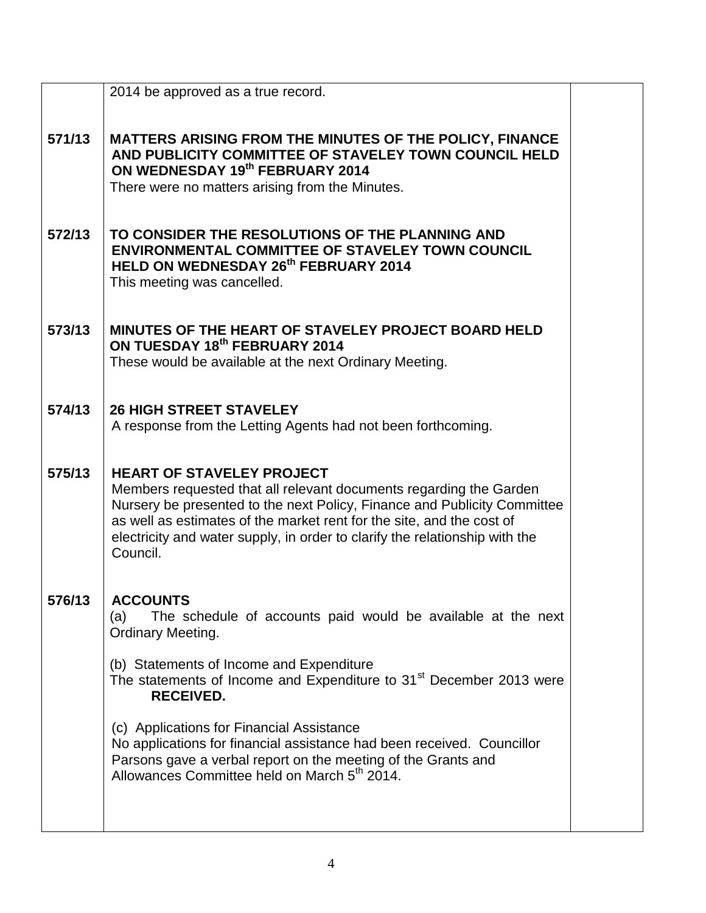| | | |
|---|---|---|
| | 2014 be approved as a true record. | |
| **571/13** | **MATTERS ARISING FROM THE MINUTES OF THE POLICY, FINANCE AND PUBLICITY COMMITTEE OF STAVELEY TOWN COUNCIL HELD ON WEDNESDAY 19th FEBRUARY 2014**<br>There were no matters arising from the Minutes. | |
| **572/13** | **TO CONSIDER THE RESOLUTIONS OF THE PLANNING AND ENVIRONMENTAL COMMITTEE OF STAVELEY TOWN COUNCIL HELD ON WEDNESDAY 26th FEBRUARY 2014**<br>This meeting was cancelled. | |
| **573/13** | **MINUTES OF THE HEART OF STAVELEY PROJECT BOARD HELD ON TUESDAY 18th FEBRUARY 2014**<br>These would be available at the next Ordinary Meeting. | |
| **574/13** | **26 HIGH STREET STAVELEY**<br>A response from the Letting Agents had not been forthcoming. | |
| **575/13** | **HEART OF STAVELEY PROJECT**<br>Members requested that all relevant documents regarding the Garden Nursery be presented to the next Policy, Finance and Publicity Committee as well as estimates of the market rent for the site, and the cost of electricity and water supply, in order to clarify the relationship with the Council. | |
| **576/13** | **ACCOUNTS**<br>(a) The schedule of accounts paid would be available at the next Ordinary Meeting.<br><br>(b) Statements of Income and Expenditure<br>The statements of Income and Expenditure to 31st December 2013 were **RECEIVED.**<br><br>(c) Applications for Financial Assistance<br>No applications for financial assistance had been received. Councillor Parsons gave a verbal report on the meeting of the Grants and Allowances Committee held on March 5th 2014. | |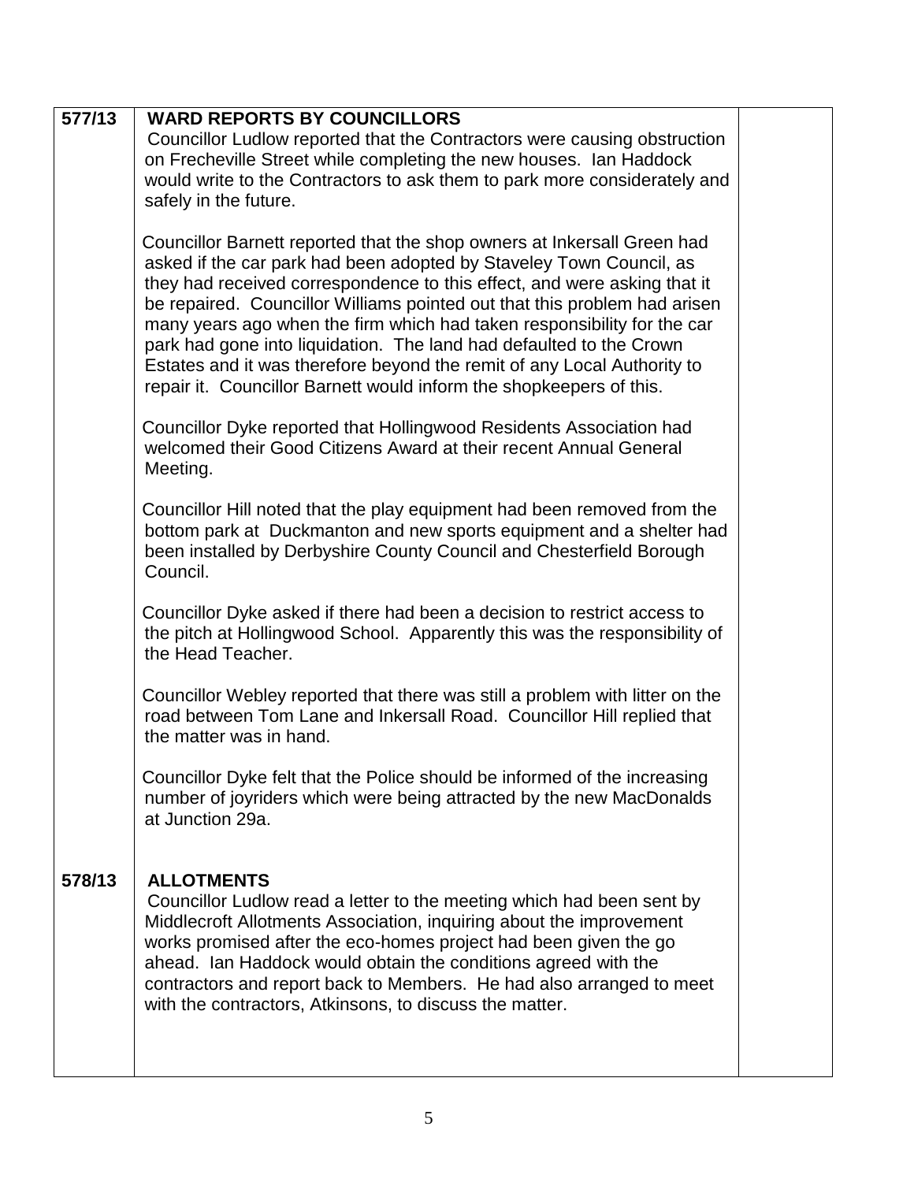| | | |
|---|---|---|
| **577/13** | **WARD REPORTS BY COUNCILLORS**<br>Councillor Ludlow reported that the Contractors were causing obstruction on Frecheville Street while completing the new houses. Ian Haddock would write to the Contractors to ask them to park more considerately and safely in the future.<br><br>Councillor Barnett reported that the shop owners at Inkersall Green had asked if the car park had been adopted by Staveley Town Council, as they had received correspondence to this effect, and were asking that it be repaired. Councillor Williams pointed out that this problem had arisen many years ago when the firm which had taken responsibility for the car park had gone into liquidation. The land had defaulted to the Crown Estates and it was therefore beyond the remit of any Local Authority to repair it. Councillor Barnett would inform the shopkeepers of this.<br><br>Councillor Dyke reported that Hollingwood Residents Association had welcomed their Good Citizens Award at their recent Annual General Meeting.<br><br>Councillor Hill noted that the play equipment had been removed from the bottom park at Duckmanton and new sports equipment and a shelter had been installed by Derbyshire County Council and Chesterfield Borough Council.<br><br>Councillor Dyke asked if there had been a decision to restrict access to the pitch at Hollingwood School. Apparently this was the responsibility of the Head Teacher.<br><br>Councillor Webley reported that there was still a problem with litter on the road between Tom Lane and Inkersall Road. Councillor Hill replied that the matter was in hand.<br><br>Councillor Dyke felt that the Police should be informed of the increasing number of joyriders which were being attracted by the new MacDonalds at Junction 29a. | |
| **578/13** | **ALLOTMENTS**<br>Councillor Ludlow read a letter to the meeting which had been sent by Middlecroft Allotments Association, inquiring about the improvement works promised after the eco-homes project had been given the go ahead. Ian Haddock would obtain the conditions agreed with the contractors and report back to Members. He had also arranged to meet with the contractors, Atkinsons, to discuss the matter. | |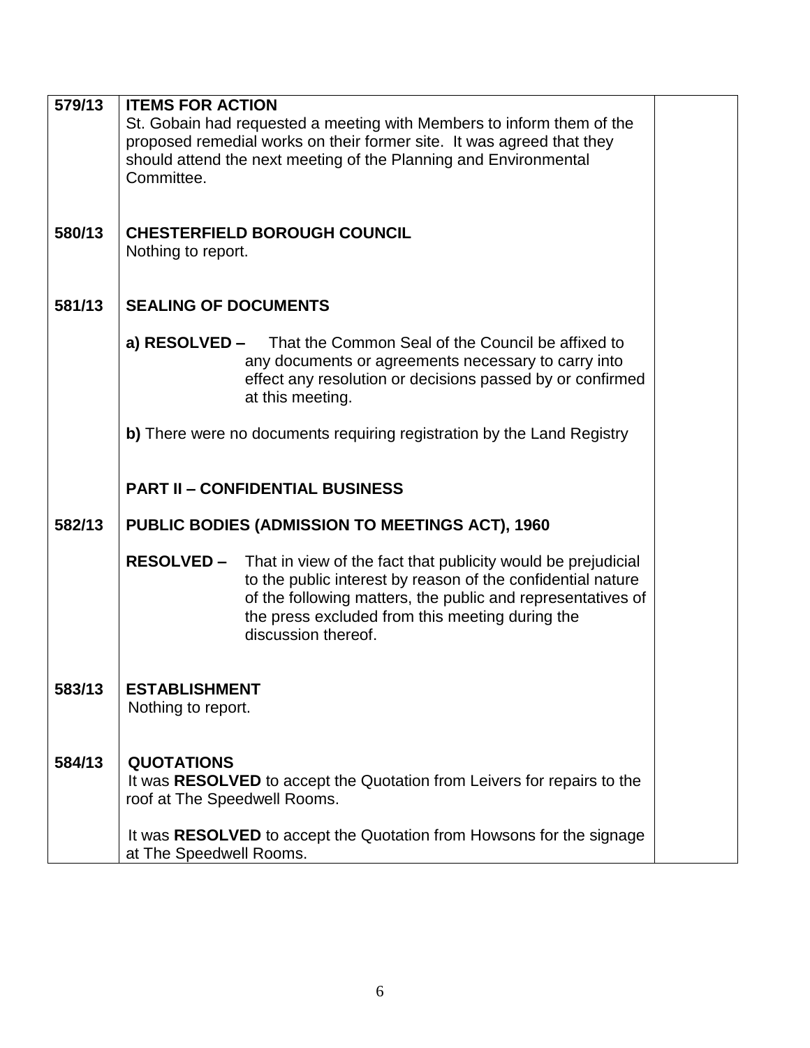| | | |
|---|---|---|
| 579/13 | **ITEMS FOR ACTION**<br>St. Gobain had requested a meeting with Members to inform them of the proposed remedial works on their former site. It was agreed that they should attend the next meeting of the Planning and Environmental Committee. | |
| 580/13 | **CHESTERFIELD BOROUGH COUNCIL**<br>Nothing to report. | |
| 581/13 | **SEALING OF DOCUMENTS**<br><br>**a) RESOLVED –** That the Common Seal of the Council be affixed to any documents or agreements necessary to carry into effect any resolution or decisions passed by or confirmed at this meeting.<br><br>**b)** There were no documents requiring registration by the Land Registry<br><br>**PART II – CONFIDENTIAL BUSINESS** | |
| 582/13 | **PUBLIC BODIES (ADMISSION TO MEETINGS ACT), 1960**<br><br>**RESOLVED –** That in view of the fact that publicity would be prejudicial to the public interest by reason of the confidential nature of the following matters, the public and representatives of the press excluded from this meeting during the discussion thereof. | |
| 583/13 | **ESTABLISHMENT**<br>Nothing to report. | |
| 584/13 | **QUOTATIONS**<br>It was **RESOLVED** to accept the Quotation from Leivers for repairs to the roof at The Speedwell Rooms.<br><br>It was **RESOLVED** to accept the Quotation from Howsons for the signage at The Speedwell Rooms. | |